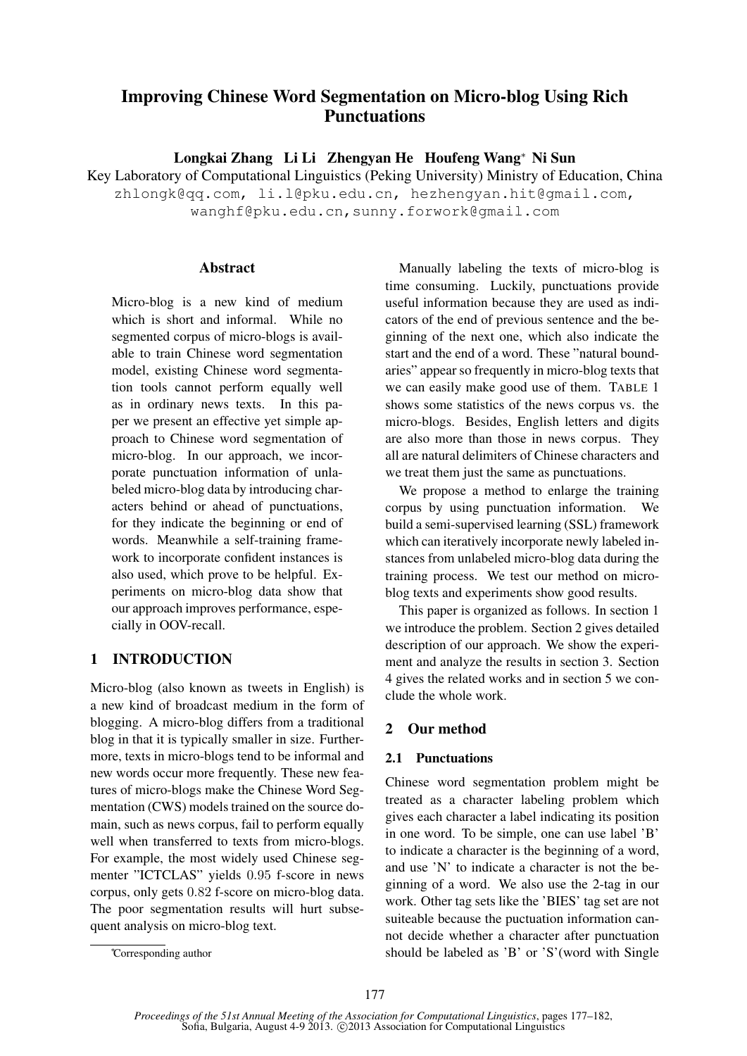# Improving Chinese Word Segmentation on Micro-blog Using Rich Punctuations

**Longkai Zhang Li Li Zhengyan He Houfeng Wang* Ni Sun**

Key Laboratory of Computational Linguistics (Peking University) Ministry of Education, China

zhlongk@qq.com, li.l@pku.edu.cn, hezhengyan.hit@gmail.com, wanghf@pku.edu.cn,sunny.forwork@gmail.com

## Abstract

Micro-blog is a new kind of medium which is short and informal. While no segmented corpus of micro-blogs is available to train Chinese word segmentation model, existing Chinese word segmentation tools cannot perform equally well as in ordinary news texts. In this paper we present an effective yet simple approach to Chinese word segmentation of micro-blog. In our approach, we incorporate punctuation information of unlabeled micro-blog data by introducing characters behind or ahead of punctuations, for they indicate the beginning or end of words. Meanwhile a self-training framework to incorporate confident instances is also used, which prove to be helpful. Experiments on micro-blog data show that our approach improves performance, especially in OOV-recall.

## 1 INTRODUCTION

Micro-blog (also known as tweets in English) is a new kind of broadcast medium in the form of blogging. A micro-blog differs from a traditional blog in that it is typically smaller in size. Furthermore, texts in micro-blogs tend to be informal and new words occur more frequently. These new features of micro-blogs make the Chinese Word Segmentation (CWS) models trained on the source domain, such as news corpus, fail to perform equally well when transferred to texts from micro-blogs. For example, the most widely used Chinese segmenter "ICTCLAS" yields $0.95$ f-score in news corpus, only gets $0.82$ f-score on micro-blog data. The poor segmentation results will hurt subsequent analysis on micro-blog text.

Manually labeling the texts of micro-blog is time consuming. Luckily, punctuations provide useful information because they are used as indicators of the end of previous sentence and the beginning of the next one, which also indicate the start and the end of a word. These "natural boundaries" appear so frequently in micro-blog texts that we can easily make good use of them. TABLE 1 shows some statistics of the news corpus vs. the micro-blogs. Besides, English letters and digits are also more than those in news corpus. They all are natural delimiters of Chinese characters and we treat them just the same as punctuations.

We propose a method to enlarge the training corpus by using punctuation information. We build a semi-supervised learning (SSL) framework which can iteratively incorporate newly labeled instances from unlabeled micro-blog data during the training process. We test our method on micro-blog texts and experiments show good results.

This paper is organized as follows. In section 1 we introduce the problem. Section 2 gives detailed description of our approach. We show the experiment and analyze the results in section 3. Section 4 gives the related works and in section 5 we conclude the whole work.

## 2 Our method

### 2.1 Punctuations

Chinese word segmentation problem might be treated as a character labeling problem which gives each character a label indicating its position in one word. To be simple, one can use label 'B' to indicate a character is the beginning of a word, and use 'N' to indicate a character is not the beginning of a word. We also use the 2-tag in our work. Other tag sets like the 'BIES' tag set are not suiteable because the puctuation information cannot decide whether a character after punctuation should be labeled as 'B' or 'S'(word with Single

*Corresponding author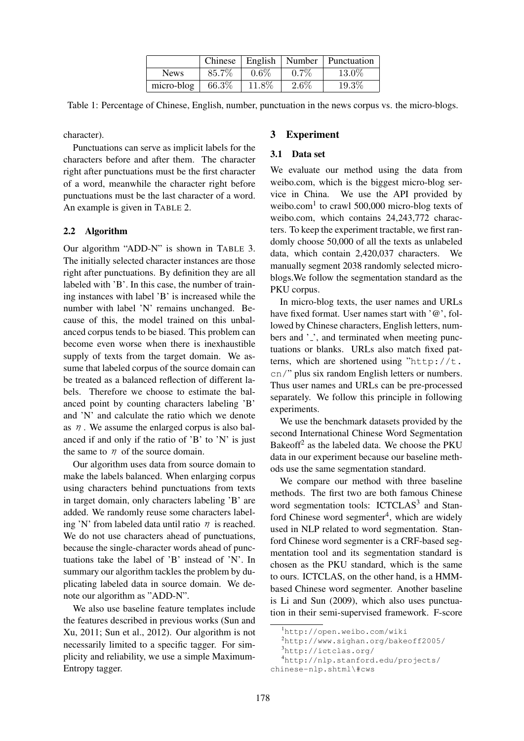|  | Chinese | English | Number | Punctuation |
|---|---|---|---|---|
| News | 85.7% | 0.6% | 0.7% | 13.0% |
| micro-blog | 66.3% | 11.8% | 2.6% | 19.3% |

Table 1: Percentage of Chinese, English, number, punctuation in the news corpus vs. the micro-blogs.

character).

Punctuations can serve as implicit labels for the characters before and after them. The character right after punctuations must be the first character of a word, meanwhile the character right before punctuations must be the last character of a word. An example is given in TABLE 2.

### 2.2 Algorithm

Our algorithm "ADD-N" is shown in TABLE 3. The initially selected character instances are those right after punctuations. By definition they are all labeled with 'B'. In this case, the number of training instances with label 'B' is increased while the number with label 'N' remains unchanged. Because of this, the model trained on this unbalanced corpus tends to be biased. This problem can become even worse when there is inexhaustible supply of texts from the target domain. We assume that labeled corpus of the source domain can be treated as a balanced reflection of different labels. Therefore we choose to estimate the balanced point by counting characters labeling 'B' and 'N' and calculate the ratio which we denote as $\eta$ . We assume the enlarged corpus is also balanced if and only if the ratio of 'B' to 'N' is just the same to $\eta$ of the source domain.

Our algorithm uses data from source domain to make the labels balanced. When enlarging corpus using characters behind punctuations from texts in target domain, only characters labeling 'B' are added. We randomly reuse some characters labeling 'N' from labeled data until ratio $\eta$ is reached. We do not use characters ahead of punctuations, because the single-character words ahead of punctuations take the label of 'B' instead of 'N'. In summary our algorithm tackles the problem by duplicating labeled data in source domain. We denote our algorithm as "ADD-N".

We also use baseline feature templates include the features described in previous works (Sun and Xu, 2011; Sun et al., 2012). Our algorithm is not necessarily limited to a specific tagger. For simplicity and reliability, we use a simple Maximum-Entropy tagger.

## 3 Experiment

### 3.1 Data set

We evaluate our method using the data from weibo.com, which is the biggest micro-blog service in China. We use the API provided by weibo.com[1] to crawl 500,000 micro-blog texts of weibo.com, which contains 24,243,772 characters. To keep the experiment tractable, we first randomly choose 50,000 of all the texts as unlabeled data, which contain 2,420,037 characters. We manually segment 2038 randomly selected micro-blogs.We follow the segmentation standard as the PKU corpus.

In micro-blog texts, the user names and URLs have fixed format. User names start with '@', followed by Chinese characters, English letters, numbers and '_', and terminated when meeting punctuations or blanks. URLs also match fixed patterns, which are shortened using "`http://t.cn/`" plus six random English letters or numbers. Thus user names and URLs can be pre-processed separately. We follow this principle in following experiments.

We use the benchmark datasets provided by the second International Chinese Word Segmentation Bakeoff[2] as the labeled data. We choose the PKU data in our experiment because our baseline methods use the same segmentation standard.

We compare our method with three baseline methods. The first two are both famous Chinese word segmentation tools: ICTCLAS[3] and Stanford Chinese word segmenter[4], which are widely used in NLP related to word segmentation. Stanford Chinese word segmenter is a CRF-based segmentation tool and its segmentation standard is chosen as the PKU standard, which is the same to ours. ICTCLAS, on the other hand, is a HMM-based Chinese word segmenter. Another baseline is Li and Sun (2009), which also uses punctuation in their semi-supervised framework. F-score

[1] http://open.weibo.com/wiki

[2] http://www.sighan.org/bakeoff2005/

[3] http://ictclas.org/

[4] http://nlp.stanford.edu/projects/chinese-nlp.shtml\#cws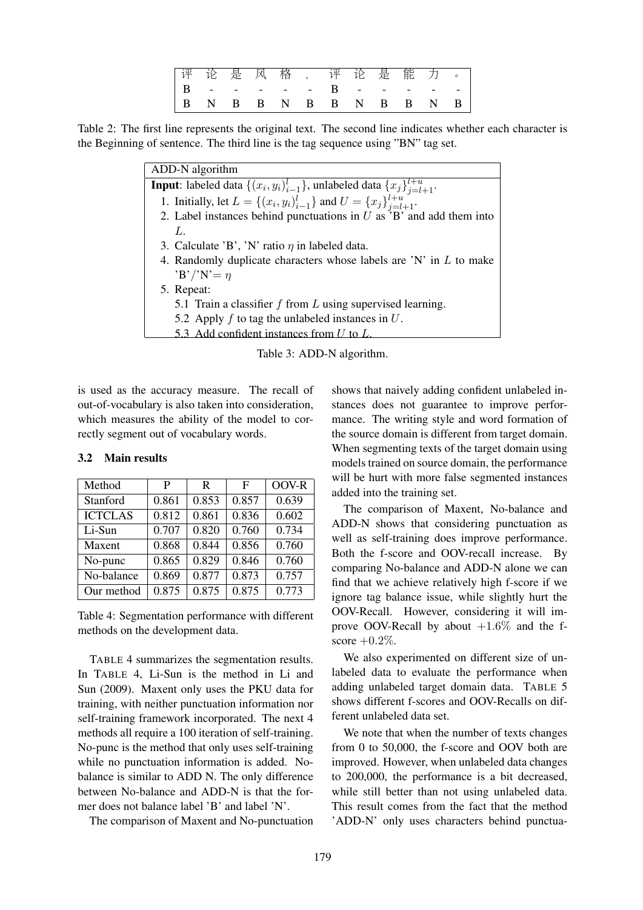| 评 | 论 | 是 | 风 | 格 | ， | 评 | 论 | 是 | 能 | 力 | 。 |
|---|---|---|---|---|---|---|---|---|---|---|---|
| B | - | - | - | - | - | B | - | - | - | - | - |
| B | N | B | B | N | B | B | N | B | B | N | B |

Table 2: The first line represents the original text. The second line indicates whether each character is the Beginning of sentence. The third line is the tag sequence using "BN" tag set.

| ADD-N algorithm |
|---|
| **Input**: labeled data $\{(x_i, y_i)_{i-1}^{l}\}$, unlabeled data $\{x_j\}_{j=l+1}^{l+u}$. |
| 1. Initially, let $L = \{(x_i, y_i)_{i-1}^{l}\}$ and $U = \{x_j\}_{j=l+1}^{l+u}$. |
| 2. Label instances behind punctuations in $U$ as 'B' and add them into $L$. |
| 3. Calculate 'B', 'N' ratio $\eta$ in labeled data. |
| 4. Randomly duplicate characters whose labels are 'N' in $L$ to make 'B'/'N'= $\eta$ |
| 5. Repeat: |
| 5.1 Train a classifier $f$ from $L$ using supervised learning. |
| 5.2 Apply $f$ to tag the unlabeled instances in $U$. |
| 5.3 Add confident instances from $U$ to $L$. |

Table 3: ADD-N algorithm.

is used as the accuracy measure. The recall of out-of-vocabulary is also taken into consideration, which measures the ability of the model to correctly segment out of vocabulary words.

### 3.2 Main results

| Method | P | R | F | OOV-R |
|---|---|---|---|---|
| Stanford | 0.861 | 0.853 | 0.857 | 0.639 |
| ICTCLAS | 0.812 | 0.861 | 0.836 | 0.602 |
| Li-Sun | 0.707 | 0.820 | 0.760 | 0.734 |
| Maxent | 0.868 | 0.844 | 0.856 | 0.760 |
| No-punc | 0.865 | 0.829 | 0.846 | 0.760 |
| No-balance | 0.869 | 0.877 | 0.873 | 0.757 |
| Our method | 0.875 | 0.875 | 0.875 | 0.773 |

Table 4: Segmentation performance with different methods on the development data.

TABLE 4 summarizes the segmentation results. In TABLE 4, Li-Sun is the method in Li and Sun (2009). Maxent only uses the PKU data for training, with neither punctuation information nor self-training framework incorporated. The next 4 methods all require a 100 iteration of self-training. No-punc is the method that only uses self-training while no punctuation information is added. No-balance is similar to ADD N. The only difference between No-balance and ADD-N is that the former does not balance label 'B' and label 'N'.

The comparison of Maxent and No-punctuation shows that naively adding confident unlabeled instances does not guarantee to improve performance. The writing style and word formation of the source domain is different from target domain. When segmenting texts of the target domain using models trained on source domain, the performance will be hurt with more false segmented instances added into the training set.

The comparison of Maxent, No-balance and ADD-N shows that considering punctuation as well as self-training does improve performance. Both the f-score and OOV-recall increase. By comparing No-balance and ADD-N alone we can find that we achieve relatively high f-score if we ignore tag balance issue, while slightly hurt the OOV-Recall. However, considering it will improve OOV-Recall by about $+1.6\%$ and the f-score $+0.2\%$.

We also experimented on different size of unlabeled data to evaluate the performance when adding unlabeled target domain data. TABLE 5 shows different f-scores and OOV-Recalls on different unlabeled data set.

We note that when the number of texts changes from 0 to 50,000, the f-score and OOV both are improved. However, when unlabeled data changes to 200,000, the performance is a bit decreased, while still better than not using unlabeled data. This result comes from the fact that the method 'ADD-N' only uses characters behind punctua-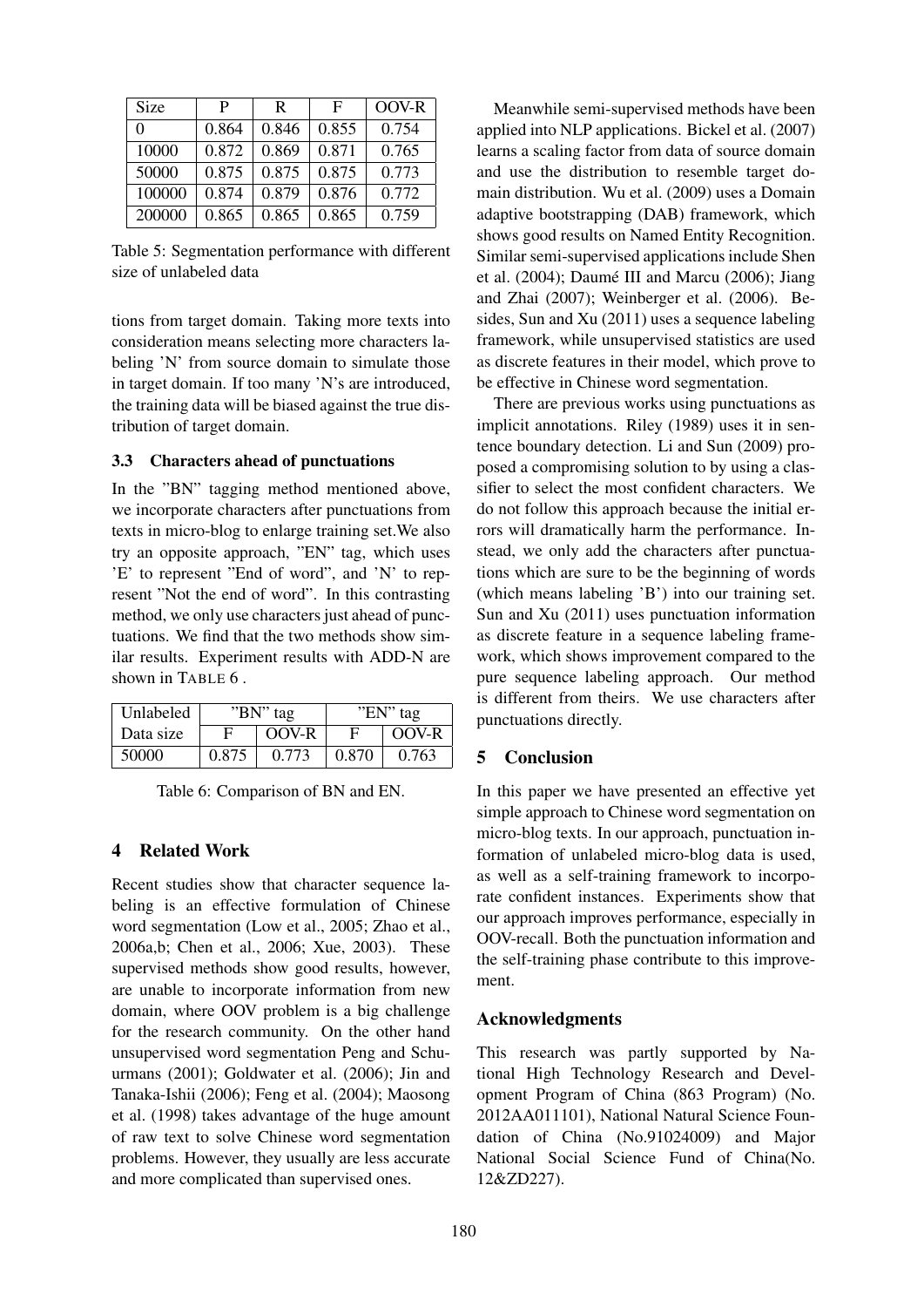| Size | P | R | F | OOV-R |
|---|---|---|---|---|
| 0 | 0.864 | 0.846 | 0.855 | 0.754 |
| 10000 | 0.872 | 0.869 | 0.871 | 0.765 |
| 50000 | 0.875 | 0.875 | 0.875 | 0.773 |
| 100000 | 0.874 | 0.879 | 0.876 | 0.772 |
| 200000 | 0.865 | 0.865 | 0.865 | 0.759 |

Table 5: Segmentation performance with different size of unlabeled data

tions from target domain. Taking more texts into consideration means selecting more characters labeling 'N' from source domain to simulate those in target domain. If too many 'N's are introduced, the training data will be biased against the true distribution of target domain.

### 3.3 Characters ahead of punctuations

In the "BN" tagging method mentioned above, we incorporate characters after punctuations from texts in micro-blog to enlarge training set.We also try an opposite approach, "EN" tag, which uses 'E' to represent "End of word", and 'N' to represent "Not the end of word". In this contrasting method, we only use characters just ahead of punctuations. We find that the two methods show similar results. Experiment results with ADD-N are shown in TABLE 6 .

| Unlabeled | "BN" tag | | "EN" tag | |
|---|---|---|---|---|
| Data size | F | OOV-R | F | OOV-R |
| 50000 | 0.875 | 0.773 | 0.870 | 0.763 |

Table 6: Comparison of BN and EN.

## 4 Related Work

Recent studies show that character sequence labeling is an effective formulation of Chinese word segmentation (Low et al., 2005; Zhao et al., 2006a,b; Chen et al., 2006; Xue, 2003). These supervised methods show good results, however, are unable to incorporate information from new domain, where OOV problem is a big challenge for the research community. On the other hand unsupervised word segmentation Peng and Schuurmans (2001); Goldwater et al. (2006); Jin and Tanaka-Ishii (2006); Feng et al. (2004); Maosong et al. (1998) takes advantage of the huge amount of raw text to solve Chinese word segmentation problems. However, they usually are less accurate and more complicated than supervised ones.

Meanwhile semi-supervised methods have been applied into NLP applications. Bickel et al. (2007) learns a scaling factor from data of source domain and use the distribution to resemble target domain distribution. Wu et al. (2009) uses a Domain adaptive bootstrapping (DAB) framework, which shows good results on Named Entity Recognition. Similar semi-supervised applications include Shen et al. (2004); Daumé III and Marcu (2006); Jiang and Zhai (2007); Weinberger et al. (2006). Besides, Sun and Xu (2011) uses a sequence labeling framework, while unsupervised statistics are used as discrete features in their model, which prove to be effective in Chinese word segmentation.

There are previous works using punctuations as implicit annotations. Riley (1989) uses it in sentence boundary detection. Li and Sun (2009) proposed a compromising solution to by using a classifier to select the most confident characters. We do not follow this approach because the initial errors will dramatically harm the performance. Instead, we only add the characters after punctuations which are sure to be the beginning of words (which means labeling 'B') into our training set. Sun and Xu (2011) uses punctuation information as discrete feature in a sequence labeling framework, which shows improvement compared to the pure sequence labeling approach. Our method is different from theirs. We use characters after punctuations directly.

## 5 Conclusion

In this paper we have presented an effective yet simple approach to Chinese word segmentation on micro-blog texts. In our approach, punctuation information of unlabeled micro-blog data is used, as well as a self-training framework to incorporate confident instances. Experiments show that our approach improves performance, especially in OOV-recall. Both the punctuation information and the self-training phase contribute to this improvement.

## Acknowledgments

This research was partly supported by National High Technology Research and Development Program of China (863 Program) (No. 2012AA011101), National Natural Science Foundation of China (No.91024009) and Major National Social Science Fund of China(No. 12&ZD227).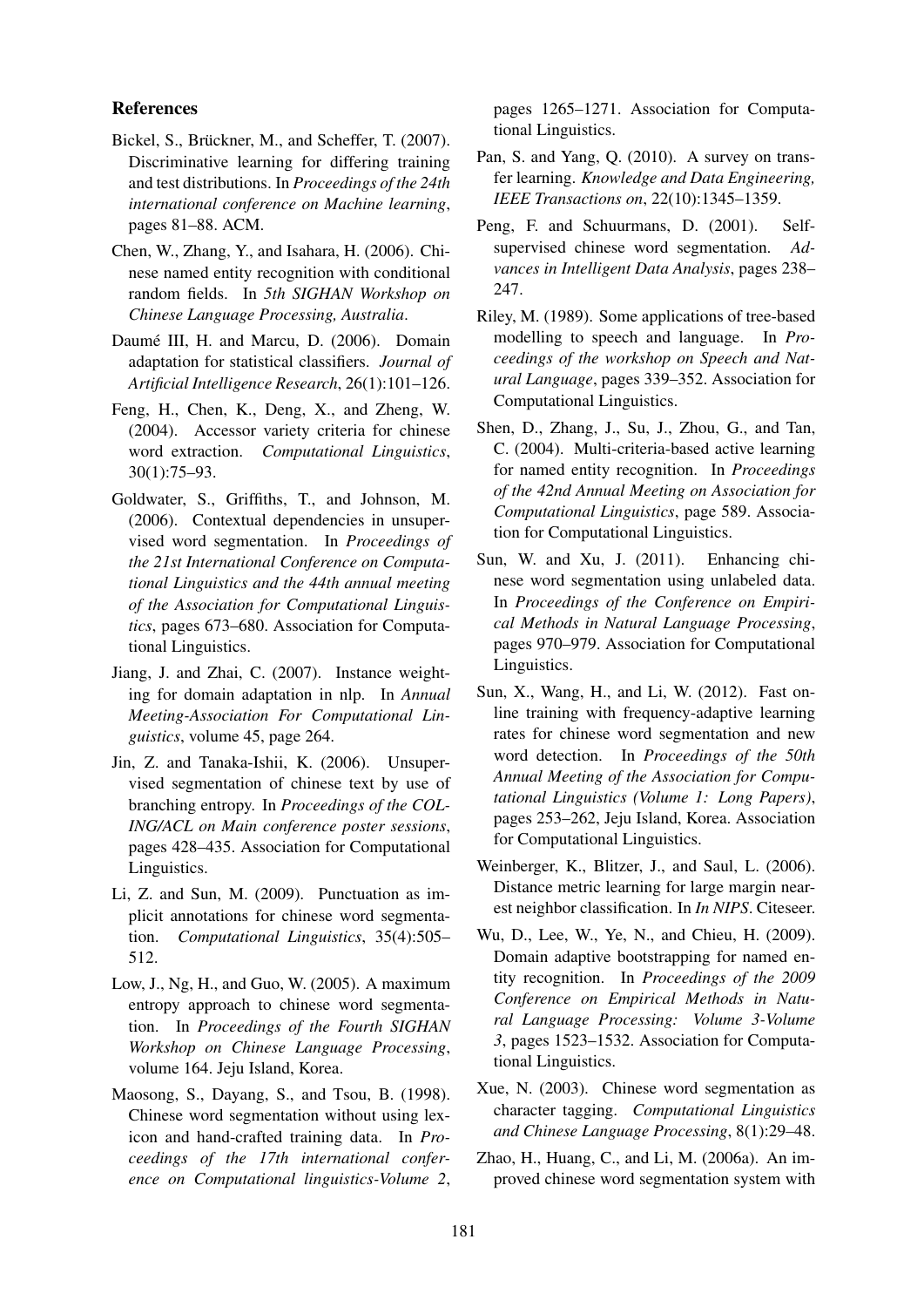## References

Bickel, S., Brückner, M., and Scheffer, T. (2007). Discriminative learning for differing training and test distributions. In *Proceedings of the 24th international conference on Machine learning*, pages 81–88. ACM.

Chen, W., Zhang, Y., and Isahara, H. (2006). Chinese named entity recognition with conditional random fields. In *5th SIGHAN Workshop on Chinese Language Processing, Australia*.

Daumé III, H. and Marcu, D. (2006). Domain adaptation for statistical classifiers. *Journal of Artificial Intelligence Research*, 26(1):101–126.

Feng, H., Chen, K., Deng, X., and Zheng, W. (2004). Accessor variety criteria for chinese word extraction. *Computational Linguistics*, 30(1):75–93.

Goldwater, S., Griffiths, T., and Johnson, M. (2006). Contextual dependencies in unsupervised word segmentation. In *Proceedings of the 21st International Conference on Computational Linguistics and the 44th annual meeting of the Association for Computational Linguistics*, pages 673–680. Association for Computational Linguistics.

Jiang, J. and Zhai, C. (2007). Instance weighting for domain adaptation in nlp. In *Annual Meeting-Association For Computational Linguistics*, volume 45, page 264.

Jin, Z. and Tanaka-Ishii, K. (2006). Unsupervised segmentation of chinese text by use of branching entropy. In *Proceedings of the COLING/ACL on Main conference poster sessions*, pages 428–435. Association for Computational Linguistics.

Li, Z. and Sun, M. (2009). Punctuation as implicit annotations for chinese word segmentation. *Computational Linguistics*, 35(4):505–512.

Low, J., Ng, H., and Guo, W. (2005). A maximum entropy approach to chinese word segmentation. In *Proceedings of the Fourth SIGHAN Workshop on Chinese Language Processing*, volume 164. Jeju Island, Korea.

Maosong, S., Dayang, S., and Tsou, B. (1998). Chinese word segmentation without using lexicon and hand-crafted training data. In *Proceedings of the 17th international conference on Computational linguistics-Volume 2*, pages 1265–1271. Association for Computational Linguistics.

Pan, S. and Yang, Q. (2010). A survey on transfer learning. *Knowledge and Data Engineering, IEEE Transactions on*, 22(10):1345–1359.

Peng, F. and Schuurmans, D. (2001). Self-supervised chinese word segmentation. *Advances in Intelligent Data Analysis*, pages 238–247.

Riley, M. (1989). Some applications of tree-based modelling to speech and language. In *Proceedings of the workshop on Speech and Natural Language*, pages 339–352. Association for Computational Linguistics.

Shen, D., Zhang, J., Su, J., Zhou, G., and Tan, C. (2004). Multi-criteria-based active learning for named entity recognition. In *Proceedings of the 42nd Annual Meeting on Association for Computational Linguistics*, page 589. Association for Computational Linguistics.

Sun, W. and Xu, J. (2011). Enhancing chinese word segmentation using unlabeled data. In *Proceedings of the Conference on Empirical Methods in Natural Language Processing*, pages 970–979. Association for Computational Linguistics.

Sun, X., Wang, H., and Li, W. (2012). Fast online training with frequency-adaptive learning rates for chinese word segmentation and new word detection. In *Proceedings of the 50th Annual Meeting of the Association for Computational Linguistics (Volume 1: Long Papers)*, pages 253–262, Jeju Island, Korea. Association for Computational Linguistics.

Weinberger, K., Blitzer, J., and Saul, L. (2006). Distance metric learning for large margin nearest neighbor classification. In *In NIPS*. Citeseer.

Wu, D., Lee, W., Ye, N., and Chieu, H. (2009). Domain adaptive bootstrapping for named entity recognition. In *Proceedings of the 2009 Conference on Empirical Methods in Natural Language Processing: Volume 3-Volume 3*, pages 1523–1532. Association for Computational Linguistics.

Xue, N. (2003). Chinese word segmentation as character tagging. *Computational Linguistics and Chinese Language Processing*, 8(1):29–48.

Zhao, H., Huang, C., and Li, M. (2006a). An improved chinese word segmentation system with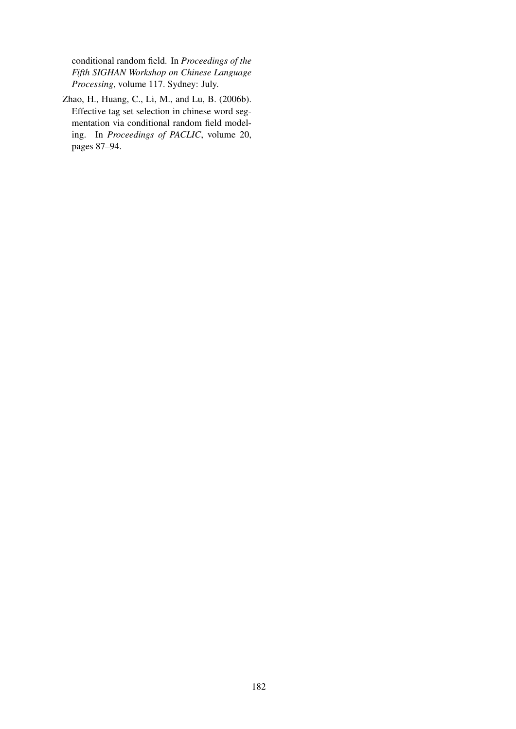conditional random field. In *Proceedings of the Fifth SIGHAN Workshop on Chinese Language Processing*, volume 117. Sydney: July.

Zhao, H., Huang, C., Li, M., and Lu, B. (2006b). Effective tag set selection in chinese word segmentation via conditional random field modeling. In *Proceedings of PACLIC*, volume 20, pages 87–94.